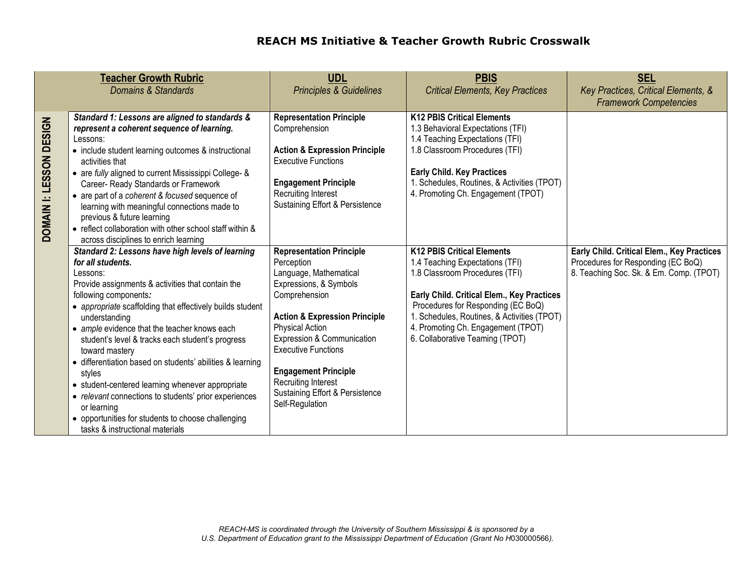# REACH MS Initiative & Teacher Growth Rubric Crosswalk

| | **Teacher Growth Rubric**<br>*Domains & Standards* | **UDL**<br>*Principles & Guidelines* | **PBIS**<br>*Critical Elements, Key Practices* | **SEL**<br>*Key Practices, Critical Elements, & Framework Competencies* |
|---|---|---|---|---|
| **DOMAIN I: LESSON DESIGN** | ***Standard 1: Lessons are aligned to standards & represent a coherent sequence of learning.***<br>Lessons:<br>• include student learning outcomes & instructional activities that<br>• are *fully* aligned to current Mississippi College- & Career- Ready Standards or Framework<br>• are part of a *coherent & focused* sequence of learning with meaningful connections made to previous & future learning<br>• reflect collaboration with other school staff within & across disciplines to enrich learning | **Representation Principle**<br>Comprehension<br><br>**Action & Expression Principle**<br>Executive Functions<br><br>**Engagement Principle**<br>Recruiting Interest<br>Sustaining Effort & Persistence | **K12 PBIS Critical Elements**<br>1.3 Behavioral Expectations (TFI)<br>1.4 Teaching Expectations (TFI)<br>1.8 Classroom Procedures (TFI)<br><br>**Early Child. Key Practices**<br>1. Schedules, Routines, & Activities (TPOT)<br>4. Promoting Ch. Engagement (TPOT) | |
| | ***Standard 2: Lessons have high levels of learning for all students.***<br>Lessons:<br>Provide assignments & activities that contain the following components***:***<br>• *appropriate* scaffolding that effectively builds student understanding<br>• *ample* evidence that the teacher knows each student's level & tracks each student's progress toward mastery<br>• differentiation based on students' abilities & learning styles<br>• student-centered learning whenever appropriate<br>• *relevant* connections to students' prior experiences or learning<br>• opportunities for students to choose challenging tasks & instructional materials | **Representation Principle**<br>Perception<br>Language, Mathematical Expressions, & Symbols<br>Comprehension<br><br>**Action & Expression Principle**<br>Physical Action<br>Expression & Communication<br>Executive Functions<br><br>**Engagement Principle**<br>Recruiting Interest<br>Sustaining Effort & Persistence<br>Self-Regulation | **K12 PBIS Critical Elements**<br>1.4 Teaching Expectations (TFI)<br>1.8 Classroom Procedures (TFI)<br><br>**Early Child. Critical Elem., Key Practices**<br>Procedures for Responding (EC BoQ)<br>1. Schedules, Routines, & Activities (TPOT)<br>4. Promoting Ch. Engagement (TPOT)<br>6. Collaborative Teaming (TPOT) | **Early Child. Critical Elem., Key Practices**<br>Procedures for Responding (EC BoQ)<br>8. Teaching Soc. Sk. & Em. Comp. (TPOT) |

*REACH-MS is coordinated through the University of Southern Mississippi & is sponsored by a U.S. Department of Education grant to the Mississippi Department of Education (Grant No H030000566).*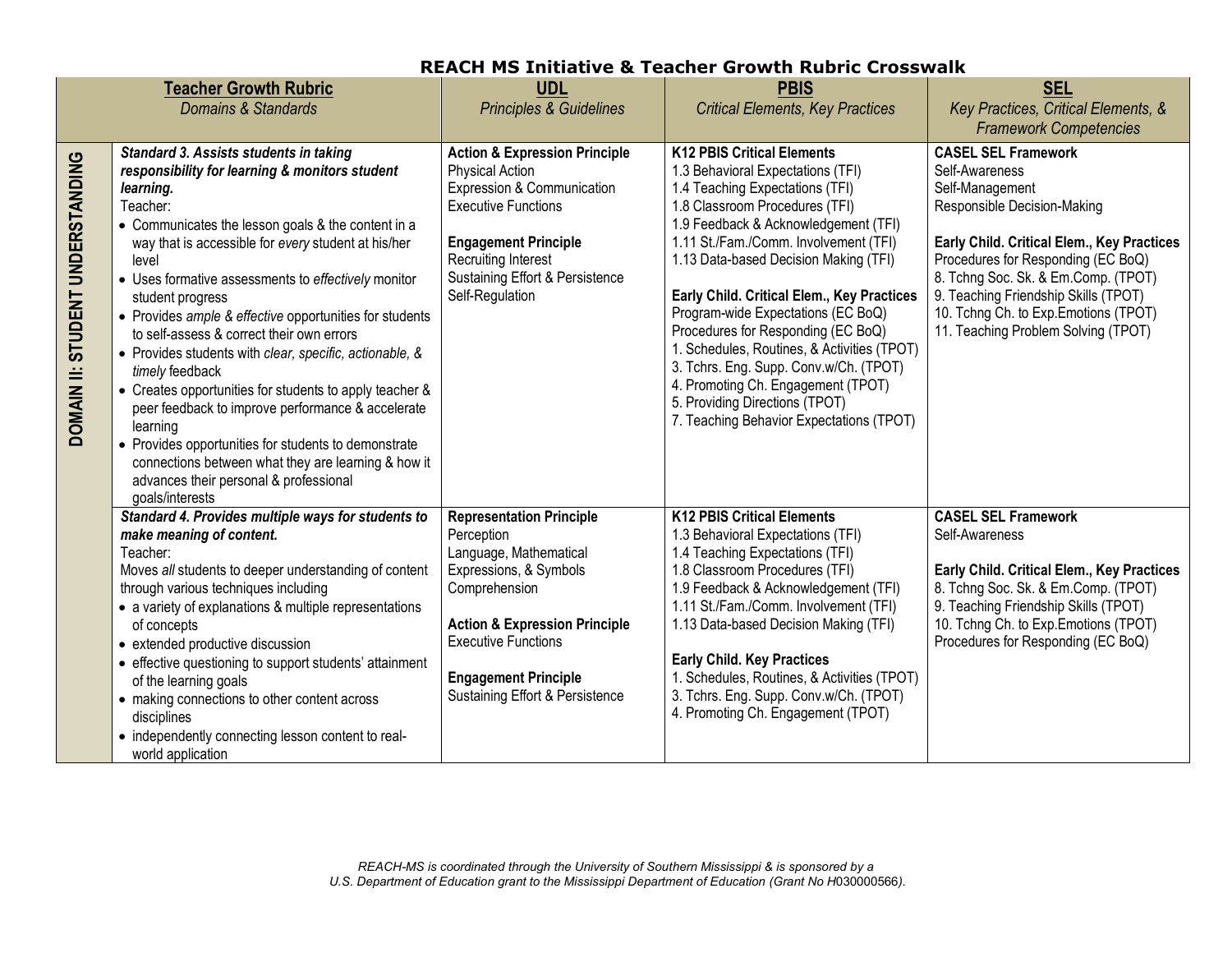# REACH MS Initiative & Teacher Growth Rubric Crosswalk

| | **Teacher Growth Rubric**<br>*Domains & Standards* | **UDL**<br>*Principles & Guidelines* | **PBIS**<br>*Critical Elements, Key Practices* | **SEL**<br>*Key Practices, Critical Elements, & Framework Competencies* |
|---|---|---|---|---|
| **DOMAIN II: STUDENT UNDERSTANDING** | ***Standard 3. Assists students in taking responsibility for learning & monitors student learning.***<br>Teacher:<br>• Communicates the lesson goals & the content in a way that is accessible for *every* student at his/her level<br>• Uses formative assessments to *effectively* monitor student progress<br>• Provides *ample & effective* opportunities for students to self-assess & correct their own errors<br>• Provides students with *clear, specific, actionable, & timely* feedback<br>• Creates opportunities for students to apply teacher & peer feedback to improve performance & accelerate learning<br>• Provides opportunities for students to demonstrate connections between what they are learning & how it advances their personal & professional goals/interests | **Action & Expression Principle**<br>Physical Action<br>Expression & Communication<br>Executive Functions<br><br>**Engagement Principle**<br>Recruiting Interest<br>Sustaining Effort & Persistence<br>Self-Regulation | **K12 PBIS Critical Elements**<br>1.3 Behavioral Expectations (TFI)<br>1.4 Teaching Expectations (TFI)<br>1.8 Classroom Procedures (TFI)<br>1.9 Feedback & Acknowledgement (TFI)<br>1.11 St./Fam./Comm. Involvement (TFI)<br>1.13 Data-based Decision Making (TFI)<br><br>**Early Child. Critical Elem., Key Practices**<br>Program-wide Expectations (EC BoQ)<br>Procedures for Responding (EC BoQ)<br>1. Schedules, Routines, & Activities (TPOT)<br>3. Tchrs. Eng. Supp. Conv.w/Ch. (TPOT)<br>4. Promoting Ch. Engagement (TPOT)<br>5. Providing Directions (TPOT)<br>7. Teaching Behavior Expectations (TPOT) | **CASEL SEL Framework**<br>Self-Awareness<br>Self-Management<br>Responsible Decision-Making<br><br>**Early Child. Critical Elem., Key Practices**<br>Procedures for Responding (EC BoQ)<br>8. Tchng Soc. Sk. & Em.Comp. (TPOT)<br>9. Teaching Friendship Skills (TPOT)<br>10. Tchng Ch. to Exp.Emotions (TPOT)<br>11. Teaching Problem Solving (TPOT) |
| | ***Standard 4. Provides multiple ways for students to make meaning of content.***<br>Teacher:<br>Moves *all* students to deeper understanding of content through various techniques including<br>• a variety of explanations & multiple representations of concepts<br>• extended productive discussion<br>• effective questioning to support students' attainment of the learning goals<br>• making connections to other content across disciplines<br>• independently connecting lesson content to real-world application | **Representation Principle**<br>Perception<br>Language, Mathematical Expressions, & Symbols<br>Comprehension<br><br>**Action & Expression Principle**<br>Executive Functions<br><br>**Engagement Principle**<br>Sustaining Effort & Persistence | **K12 PBIS Critical Elements**<br>1.3 Behavioral Expectations (TFI)<br>1.4 Teaching Expectations (TFI)<br>1.8 Classroom Procedures (TFI)<br>1.9 Feedback & Acknowledgement (TFI)<br>1.11 St./Fam./Comm. Involvement (TFI)<br>1.13 Data-based Decision Making (TFI)<br><br>**Early Child. Key Practices**<br>1. Schedules, Routines, & Activities (TPOT)<br>3. Tchrs. Eng. Supp. Conv.w/Ch. (TPOT)<br>4. Promoting Ch. Engagement (TPOT) | **CASEL SEL Framework**<br>Self-Awareness<br><br>**Early Child. Critical Elem., Key Practices**<br>8. Tchng Soc. Sk. & Em.Comp. (TPOT)<br>9. Teaching Friendship Skills (TPOT)<br>10. Tchng Ch. to Exp.Emotions (TPOT)<br>Procedures for Responding (EC BoQ) |

*REACH-MS is coordinated through the University of Southern Mississippi & is sponsored by a U.S. Department of Education grant to the Mississippi Department of Education (Grant No H030000566).*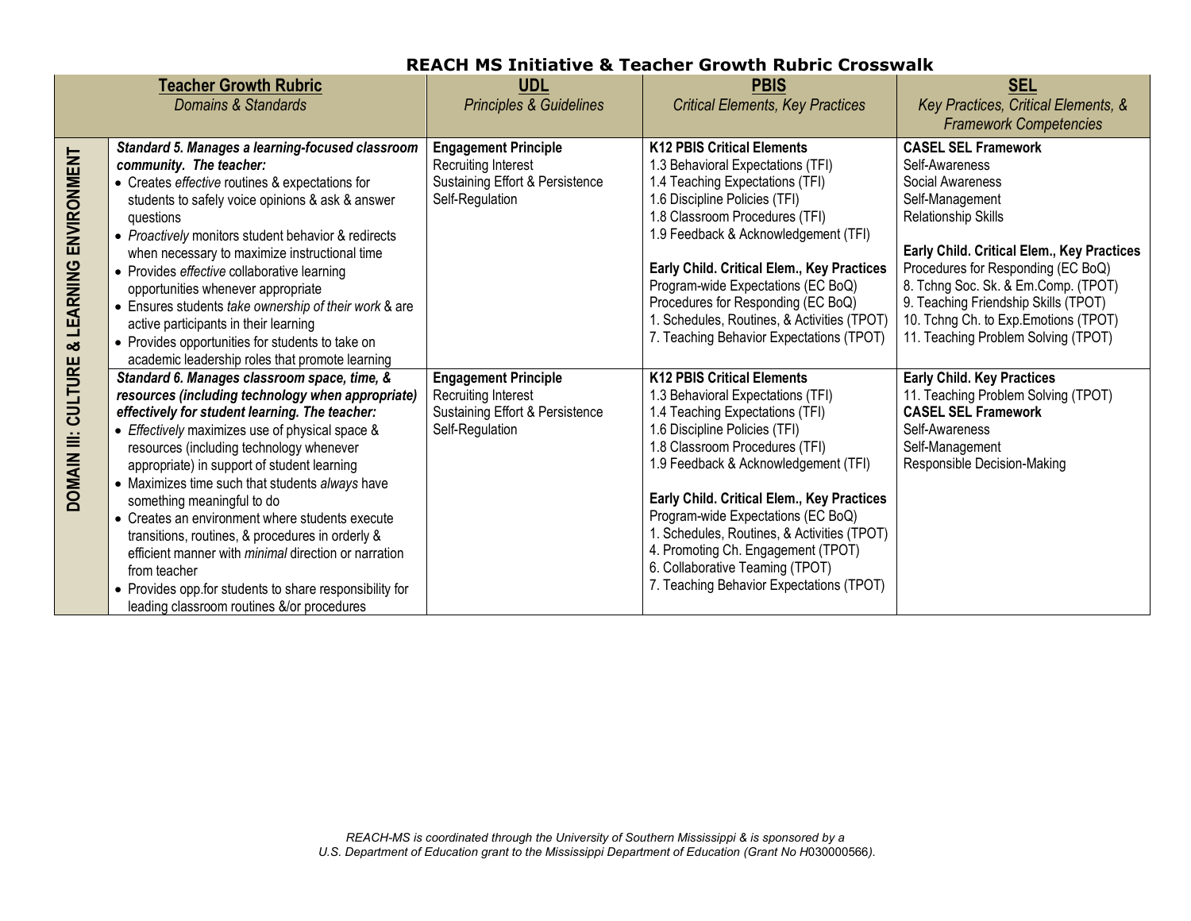# REACH MS Initiative & Teacher Growth Rubric Crosswalk

| | **Teacher Growth Rubric**<br>*Domains & Standards* | **UDL**<br>*Principles & Guidelines* | **PBIS**<br>*Critical Elements, Key Practices* | **SEL**<br>*Key Practices, Critical Elements, & Framework Competencies* |
|---|---|---|---|---|
| **DOMAIN III: CULTURE & LEARNING ENVIRONMENT** | ***Standard 5. Manages a learning-focused classroom community. The teacher:***<br>• Creates *effective* routines & expectations for students to safely voice opinions & ask & answer questions<br>• *Proactively* monitors student behavior & redirects when necessary to maximize instructional time<br>• Provides *effective* collaborative learning opportunities whenever appropriate<br>• Ensures students *take ownership of their work* & are active participants in their learning<br>• Provides opportunities for students to take on academic leadership roles that promote learning | **Engagement Principle**<br>Recruiting Interest<br>Sustaining Effort & Persistence<br>Self-Regulation | **K12 PBIS Critical Elements**<br>1.3 Behavioral Expectations (TFI)<br>1.4 Teaching Expectations (TFI)<br>1.6 Discipline Policies (TFI)<br>1.8 Classroom Procedures (TFI)<br>1.9 Feedback & Acknowledgement (TFI)<br><br>**Early Child. Critical Elem., Key Practices**<br>Program-wide Expectations (EC BoQ)<br>Procedures for Responding (EC BoQ)<br>1. Schedules, Routines, & Activities (TPOT)<br>7. Teaching Behavior Expectations (TPOT) | **CASEL SEL Framework**<br>Self-Awareness<br>Social Awareness<br>Self-Management<br>Relationship Skills<br><br>**Early Child. Critical Elem., Key Practices**<br>Procedures for Responding (EC BoQ)<br>8. Tchng Soc. Sk. & Em.Comp. (TPOT)<br>9. Teaching Friendship Skills (TPOT)<br>10. Tchng Ch. to Exp.Emotions (TPOT)<br>11. Teaching Problem Solving (TPOT) |
| | ***Standard 6. Manages classroom space, time, & resources (including technology when appropriate) effectively for student learning. The teacher:***<br>• *Effectively* maximizes use of physical space & resources (including technology whenever appropriate) in support of student learning<br>• Maximizes time such that students *always* have something meaningful to do<br>• Creates an environment where students execute transitions, routines, & procedures in orderly & efficient manner with *minimal* direction or narration from teacher<br>• Provides opp.for students to share responsibility for leading classroom routines &/or procedures | **Engagement Principle**<br>Recruiting Interest<br>Sustaining Effort & Persistence<br>Self-Regulation | **K12 PBIS Critical Elements**<br>1.3 Behavioral Expectations (TFI)<br>1.4 Teaching Expectations (TFI)<br>1.6 Discipline Policies (TFI)<br>1.8 Classroom Procedures (TFI)<br>1.9 Feedback & Acknowledgement (TFI)<br><br>**Early Child. Critical Elem., Key Practices**<br>Program-wide Expectations (EC BoQ)<br>1. Schedules, Routines, & Activities (TPOT)<br>4. Promoting Ch. Engagement (TPOT)<br>6. Collaborative Teaming (TPOT)<br>7. Teaching Behavior Expectations (TPOT) | **Early Child. Key Practices**<br>11. Teaching Problem Solving (TPOT)<br>**CASEL SEL Framework**<br>Self-Awareness<br>Self-Management<br>Responsible Decision-Making |

*REACH-MS is coordinated through the University of Southern Mississippi & is sponsored by a U.S. Department of Education grant to the Mississippi Department of Education (Grant No H030000566).*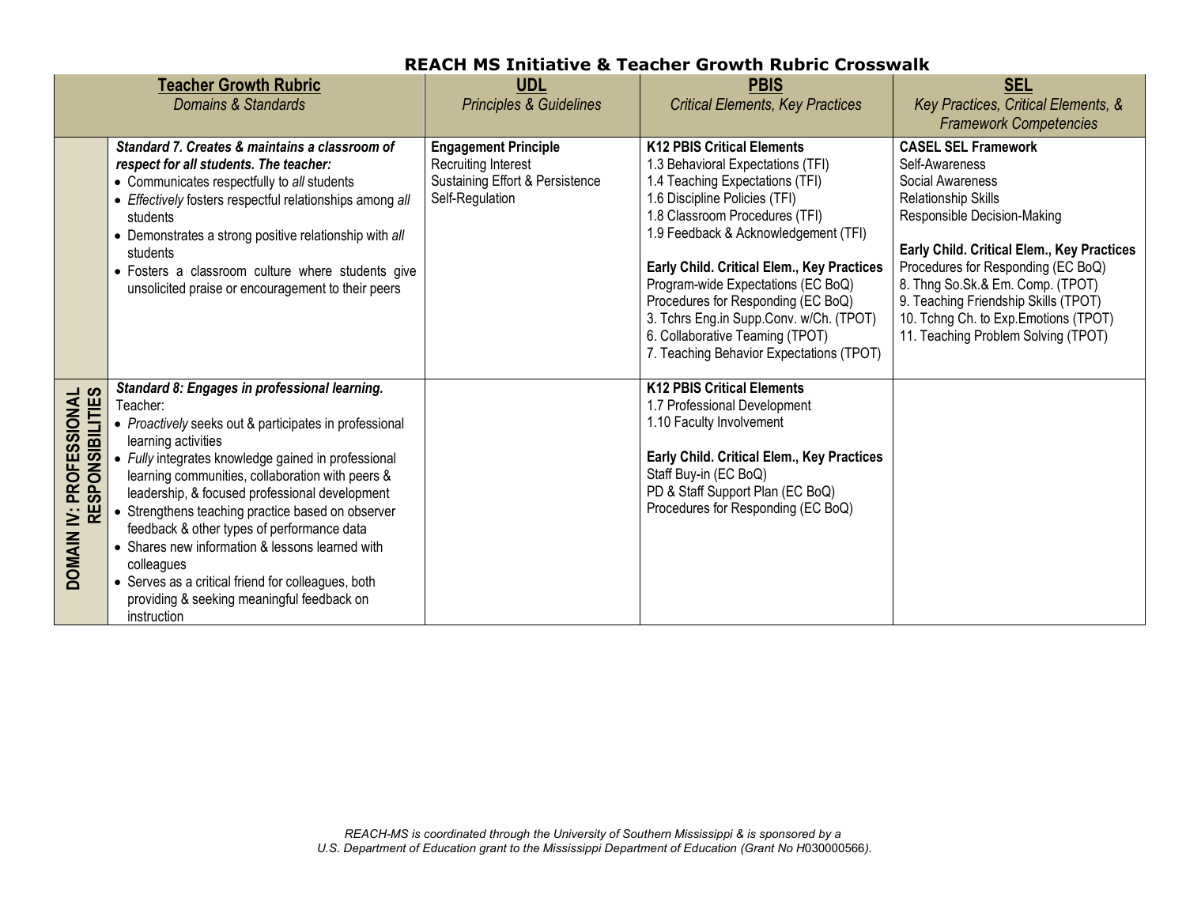# REACH MS Initiative & Teacher Growth Rubric Crosswalk

| Teacher Growth Rubric *Domains & Standards* | | UDL *Principles & Guidelines* | PBIS *Critical Elements, Key Practices* | SEL *Key Practices, Critical Elements, & Framework Competencies* |
|---|---|---|---|---|
| | ***Standard 7. Creates & maintains a classroom of respect for all students. The teacher:*** <br>• Communicates respectfully to *all* students <br>• *Effectively* fosters respectful relationships among *all* students <br>• Demonstrates a strong positive relationship with *all* students <br>• Fosters a classroom culture where students give unsolicited praise or encouragement to their peers | **Engagement Principle** <br>Recruiting Interest <br>Sustaining Effort & Persistence <br>Self-Regulation | **K12 PBIS Critical Elements** <br>1.3 Behavioral Expectations (TFI) <br>1.4 Teaching Expectations (TFI) <br>1.6 Discipline Policies (TFI) <br>1.8 Classroom Procedures (TFI) <br>1.9 Feedback & Acknowledgement (TFI) <br><br>**Early Child. Critical Elem., Key Practices** <br>Program-wide Expectations (EC BoQ) <br>Procedures for Responding (EC BoQ) <br>3. Tchrs Eng.in Supp.Conv. w/Ch. (TPOT) <br>6. Collaborative Teaming (TPOT) <br>7. Teaching Behavior Expectations (TPOT) | **CASEL SEL Framework** <br>Self-Awareness <br>Social Awareness <br>Relationship Skills <br>Responsible Decision-Making <br><br>**Early Child. Critical Elem., Key Practices** <br>Procedures for Responding (EC BoQ) <br>8. Thng So.Sk.& Em. Comp. (TPOT) <br>9. Teaching Friendship Skills (TPOT) <br>10. Tchng Ch. to Exp.Emotions (TPOT) <br>11. Teaching Problem Solving (TPOT) |
| **DOMAIN IV: PROFESSIONAL RESPONSIBILITIES** | ***Standard 8: Engages in professional learning.*** <br>Teacher: <br>• *Proactively* seeks out & participates in professional learning activities <br>• *Fully* integrates knowledge gained in professional learning communities, collaboration with peers & leadership, & focused professional development <br>• Strengthens teaching practice based on observer feedback & other types of performance data <br>• Shares new information & lessons learned with colleagues <br>• Serves as a critical friend for colleagues, both providing & seeking meaningful feedback on instruction | | **K12 PBIS Critical Elements** <br>1.7 Professional Development <br>1.10 Faculty Involvement <br><br>**Early Child. Critical Elem., Key Practices** <br>Staff Buy-in (EC BoQ) <br>PD & Staff Support Plan (EC BoQ) <br>Procedures for Responding (EC BoQ) | |

*REACH-MS is coordinated through the University of Southern Mississippi & is sponsored by a U.S. Department of Education grant to the Mississippi Department of Education (Grant No H030000566).*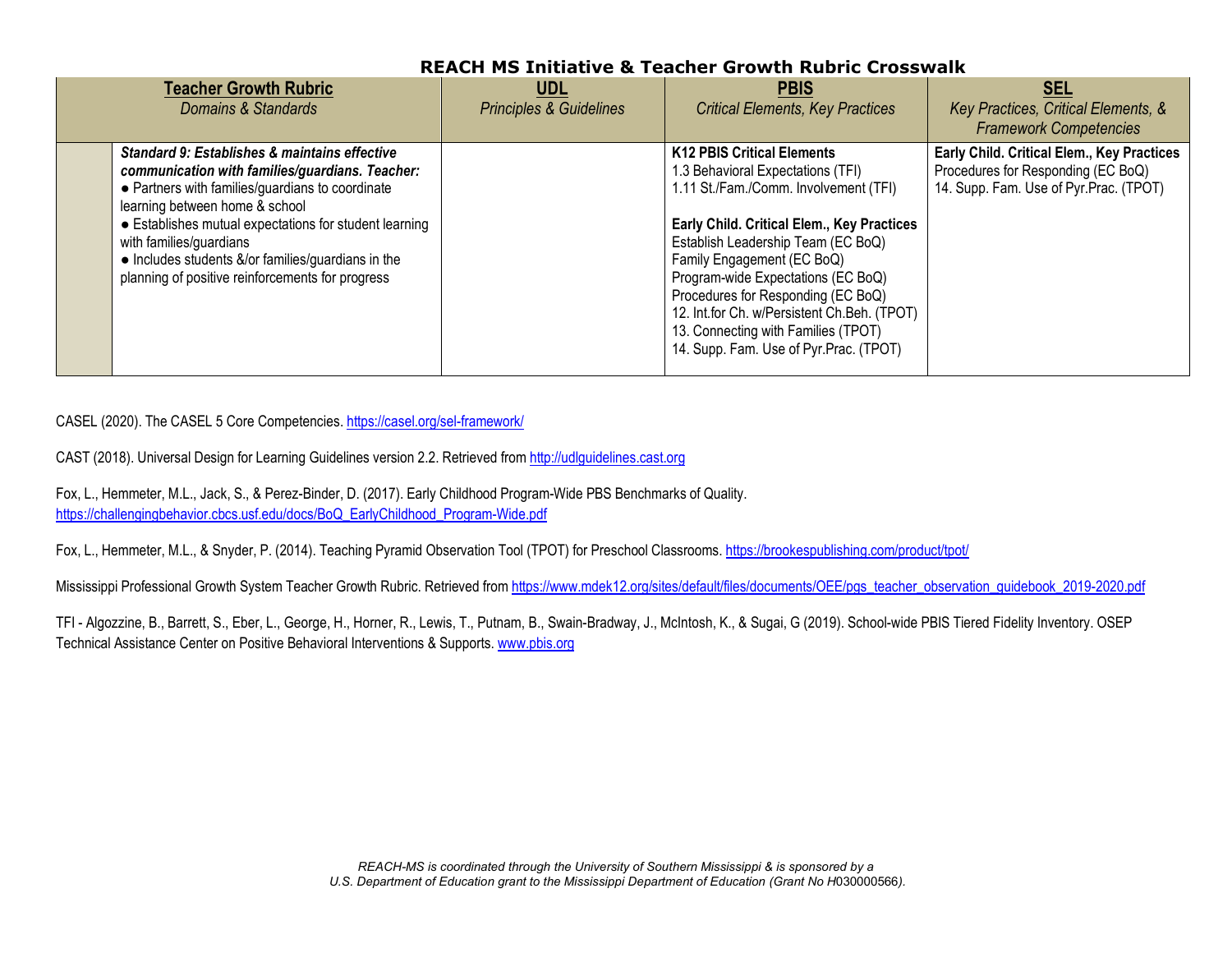## REACH MS Initiative & Teacher Growth Rubric Crosswalk

| | Teacher Growth Rubric<br>*Domains & Standards* | UDL<br>*Principles & Guidelines* | PBIS<br>*Critical Elements, Key Practices* | SEL<br>*Key Practices, Critical Elements, & Framework Competencies* |
|---|---|---|---|---|
| | ***Standard 9: Establishes & maintains effective communication with families/guardians. Teacher:***<br>● Partners with families/guardians to coordinate learning between home & school<br>● Establishes mutual expectations for student learning with families/guardians<br>● Includes students &/or families/guardians in the planning of positive reinforcements for progress | | **K12 PBIS Critical Elements**<br>1.3 Behavioral Expectations (TFI)<br>1.11 St./Fam./Comm. Involvement (TFI)<br><br>**Early Child. Critical Elem., Key Practices**<br>Establish Leadership Team (EC BoQ)<br>Family Engagement (EC BoQ)<br>Program-wide Expectations (EC BoQ)<br>Procedures for Responding (EC BoQ)<br>12. Int.for Ch. w/Persistent Ch.Beh. (TPOT)<br>13. Connecting with Families (TPOT)<br>14. Supp. Fam. Use of Pyr.Prac. (TPOT) | **Early Child. Critical Elem., Key Practices**<br>Procedures for Responding (EC BoQ)<br>14. Supp. Fam. Use of Pyr.Prac. (TPOT) |

CASEL (2020). The CASEL 5 Core Competencies. https://casel.org/sel-framework/

CAST (2018). Universal Design for Learning Guidelines version 2.2. Retrieved from http://udlguidelines.cast.org

Fox, L., Hemmeter, M.L., Jack, S., & Perez-Binder, D. (2017). Early Childhood Program-Wide PBS Benchmarks of Quality. https://challengingbehavior.cbcs.usf.edu/docs/BoQ_EarlyChildhood_Program-Wide.pdf

Fox, L., Hemmeter, M.L., & Snyder, P. (2014). Teaching Pyramid Observation Tool (TPOT) for Preschool Classrooms. https://brookespublishing.com/product/tpot/

Mississippi Professional Growth System Teacher Growth Rubric. Retrieved from https://www.mdek12.org/sites/default/files/documents/OEE/pgs_teacher_observation_guidebook_2019-2020.pdf

TFI - Algozzine, B., Barrett, S., Eber, L., George, H., Horner, R., Lewis, T., Putnam, B., Swain-Bradway, J., McIntosh, K., & Sugai, G (2019). School-wide PBIS Tiered Fidelity Inventory. OSEP Technical Assistance Center on Positive Behavioral Interventions & Supports. www.pbis.org

*REACH-MS is coordinated through the University of Southern Mississippi & is sponsored by a U.S. Department of Education grant to the Mississippi Department of Education (Grant No H030000566).*